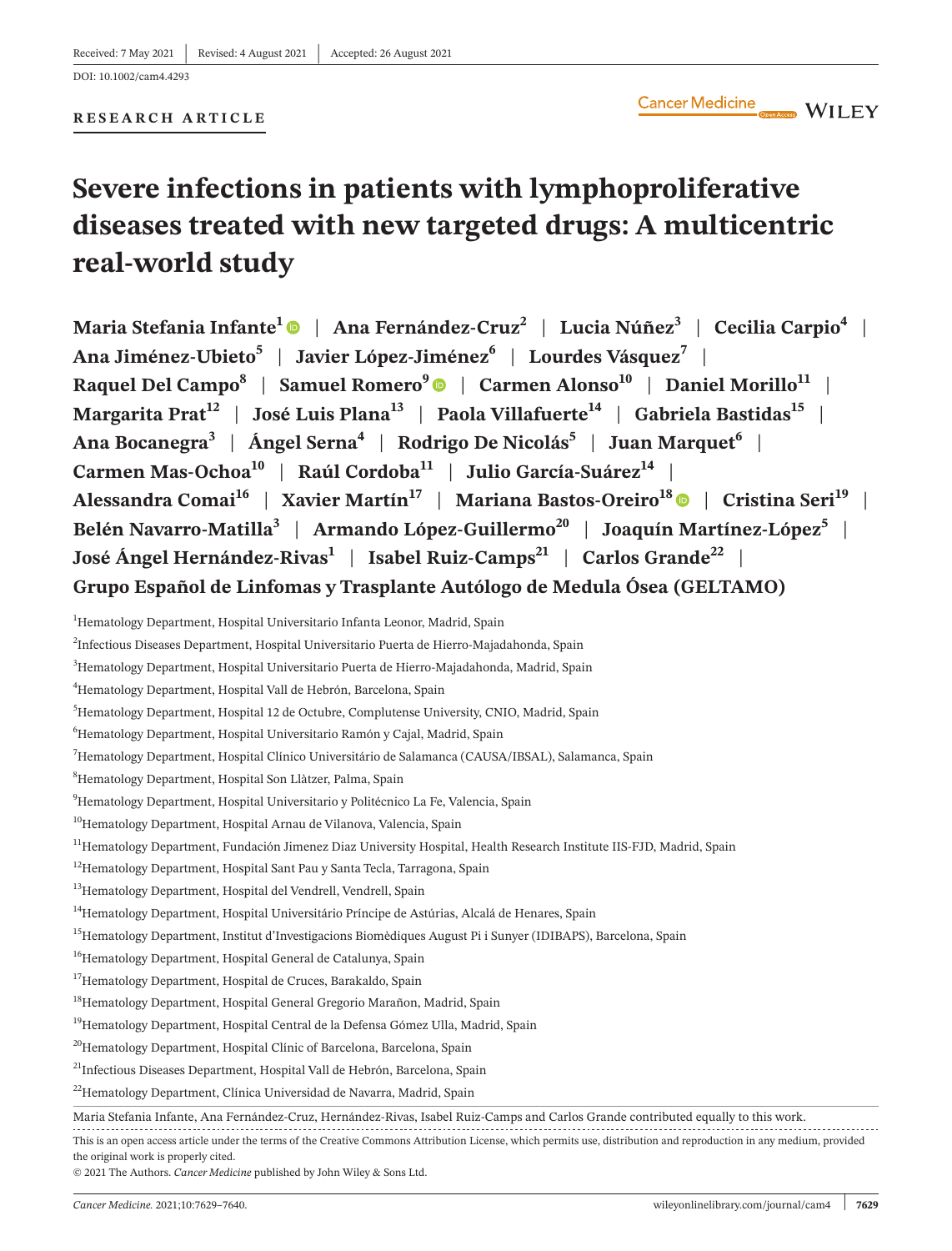Received: 7 May 2021 | Revised: 4 August 2021 | Accepted: 26 August 2021

DOI: 10.1002/cam4.4293

**RESEARCH ARTICLE**

# Severe infections in patients with lymphoproliferative diseases treated with new targeted drugs: A multicentric real-world study

**Maria Stefania Infante[1] | Ana Fernández-Cruz[2] | Lucia Núñez[3] | Cecilia Carpio[4] | Ana Jiménez-Ubieto[5] | Javier López-Jiménez[6] | Lourdes Vásquez[7] | Raquel Del Campo[8] | Samuel Romero[9] | Carmen Alonso[10] | Daniel Morillo[11] | Margarita Prat[12] | José Luis Plana[13] | Paola Villafuerte[14] | Gabriela Bastidas[15] | Ana Bocanegra[3] | Ángel Serna[4] | Rodrigo De Nicolás[5] | Juan Marquet[6] | Carmen Mas-Ochoa[10] | Raúl Cordoba[11] | Julio García-Suárez[14] | Alessandra Comai[16] | Xavier Martín[17] | Mariana Bastos-Oreiro[18] | Cristina Seri[19] | Belén Navarro-Matilla[3] | Armando López-Guillermo[20] | Joaquín Martínez-López[5] | José Ángel Hernández-Rivas[1] | Isabel Ruiz-Camps[21] | Carlos Grande[22] | Grupo Español de Linfomas y Trasplante Autólogo de Medula Ósea (GELTAMO)**

[1]Hematology Department, Hospital Universitario Infanta Leonor, Madrid, Spain

[2]Infectious Diseases Department, Hospital Universitario Puerta de Hierro-Majadahonda, Spain

[3]Hematology Department, Hospital Universitario Puerta de Hierro-Majadahonda, Madrid, Spain

[4]Hematology Department, Hospital Vall de Hebrón, Barcelona, Spain

[5]Hematology Department, Hospital 12 de Octubre, Complutense University, CNIO, Madrid, Spain

[6]Hematology Department, Hospital Universitario Ramón y Cajal, Madrid, Spain

[7]Hematology Department, Hospital Clínico Universitário de Salamanca (CAUSA/IBSAL), Salamanca, Spain

[8]Hematology Department, Hospital Son Llàtzer, Palma, Spain

[9]Hematology Department, Hospital Universitario y Politécnico La Fe, Valencia, Spain

[10]Hematology Department, Hospital Arnau de Vilanova, Valencia, Spain

[11]Hematology Department, Fundación Jimenez Diaz University Hospital, Health Research Institute IIS-FJD, Madrid, Spain

[12]Hematology Department, Hospital Sant Pau y Santa Tecla, Tarragona, Spain

[13]Hematology Department, Hospital del Vendrell, Vendrell, Spain

[14]Hematology Department, Hospital Universitário Príncipe de Astúrias, Alcalá de Henares, Spain

[15]Hematology Department, Institut d'Investigacions Biomèdiques August Pi i Sunyer (IDIBAPS), Barcelona, Spain

[16]Hematology Department, Hospital General de Catalunya, Spain

[17]Hematology Department, Hospital de Cruces, Barakaldo, Spain

[18]Hematology Department, Hospital General Gregorio Marañon, Madrid, Spain

[19]Hematology Department, Hospital Central de la Defensa Gómez Ulla, Madrid, Spain

[20]Hematology Department, Hospital Clínic of Barcelona, Barcelona, Spain

[21]Infectious Diseases Department, Hospital Vall de Hebrón, Barcelona, Spain

[22]Hematology Department, Clínica Universidad de Navarra, Madrid, Spain

Maria Stefania Infante, Ana Fernández-Cruz, Hernández-Rivas, Isabel Ruiz-Camps and Carlos Grande contributed equally to this work.

This is an open access article under the terms of the Creative Commons Attribution License, which permits use, distribution and reproduction in any medium, provided the original work is properly cited.

© 2021 The Authors. *Cancer Medicine* published by John Wiley & Sons Ltd.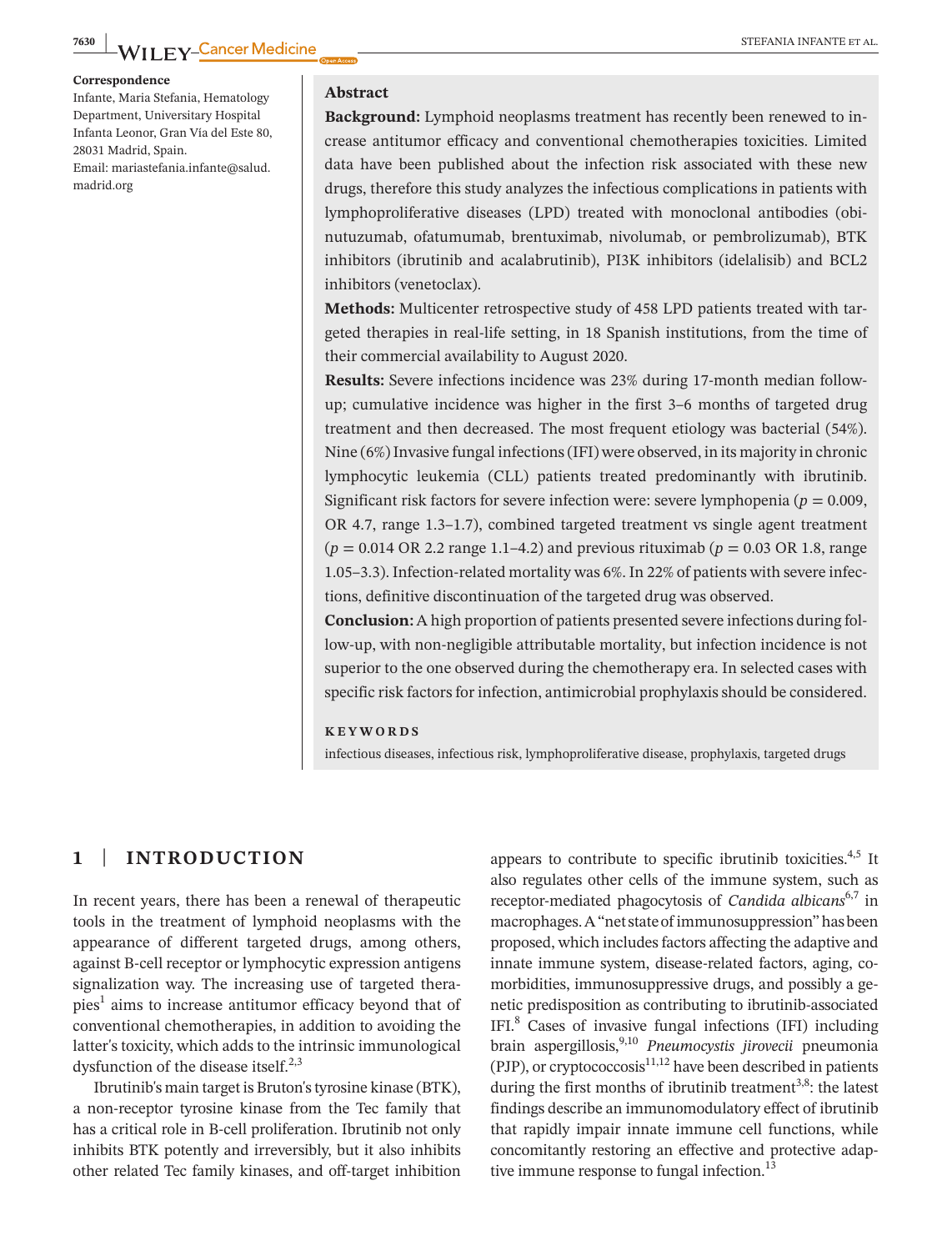**Correspondence**
Infante, Maria Stefania, Hematology Department, Universitary Hospital Infanta Leonor, Gran Vía del Este 80, 28031 Madrid, Spain.
Email: mariastefania.infante@salud.madrid.org

**Abstract**

**Background:** Lymphoid neoplasms treatment has recently been renewed to increase antitumor efficacy and conventional chemotherapies toxicities. Limited data have been published about the infection risk associated with these new drugs, therefore this study analyzes the infectious complications in patients with lymphoproliferative diseases (LPD) treated with monoclonal antibodies (obinutuzumab, ofatumumab, brentuximab, nivolumab, or pembrolizumab), BTK inhibitors (ibrutinib and acalabrutinib), PI3K inhibitors (idelalisib) and BCL2 inhibitors (venetoclax).

**Methods:** Multicenter retrospective study of 458 LPD patients treated with targeted therapies in real-life setting, in 18 Spanish institutions, from the time of their commercial availability to August 2020.

**Results:** Severe infections incidence was 23% during 17-month median follow-up; cumulative incidence was higher in the first 3–6 months of targeted drug treatment and then decreased. The most frequent etiology was bacterial (54%). Nine (6%) Invasive fungal infections (IFI) were observed, in its majority in chronic lymphocytic leukemia (CLL) patients treated predominantly with ibrutinib. Significant risk factors for severe infection were: severe lymphopenia ($p = 0.009$, OR 4.7, range 1.3–1.7), combined targeted treatment vs single agent treatment ($p = 0.014$ OR 2.2 range 1.1–4.2) and previous rituximab ($p = 0.03$ OR 1.8, range 1.05–3.3). Infection-related mortality was 6%. In 22% of patients with severe infections, definitive discontinuation of the targeted drug was observed.

**Conclusion:** A high proportion of patients presented severe infections during follow-up, with non-negligible attributable mortality, but infection incidence is not superior to the one observed during the chemotherapy era. In selected cases with specific risk factors for infection, antimicrobial prophylaxis should be considered.

**KEYWORDS**

infectious diseases, infectious risk, lymphoproliferative disease, prophylaxis, targeted drugs

## 1 | INTRODUCTION

In recent years, there has been a renewal of therapeutic tools in the treatment of lymphoid neoplasms with the appearance of different targeted drugs, among others, against B-cell receptor or lymphocytic expression antigens signalization way. The increasing use of targeted therapies[1] aims to increase antitumor efficacy beyond that of conventional chemotherapies, in addition to avoiding the latter's toxicity, which adds to the intrinsic immunological dysfunction of the disease itself.[2,3]

Ibrutinib's main target is Bruton's tyrosine kinase (BTK), a non-receptor tyrosine kinase from the Tec family that has a critical role in B-cell proliferation. Ibrutinib not only inhibits BTK potently and irreversibly, but it also inhibits other related Tec family kinases, and off-target inhibition appears to contribute to specific ibrutinib toxicities.[4,5] It also regulates other cells of the immune system, such as receptor-mediated phagocytosis of *Candida albicans*[6,7] in macrophages. A "net state of immunosuppression" has been proposed, which includes factors affecting the adaptive and innate immune system, disease-related factors, aging, comorbidities, immunosuppressive drugs, and possibly a genetic predisposition as contributing to ibrutinib-associated IFI.[8] Cases of invasive fungal infections (IFI) including brain aspergillosis,[9,10] *Pneumocystis jirovecii* pneumonia (PJP), or cryptococcosis[11,12] have been described in patients during the first months of ibrutinib treatment[3,8]: the latest findings describe an immunomodulatory effect of ibrutinib that rapidly impair innate immune cell functions, while concomitantly restoring an effective and protective adaptive immune response to fungal infection.[13]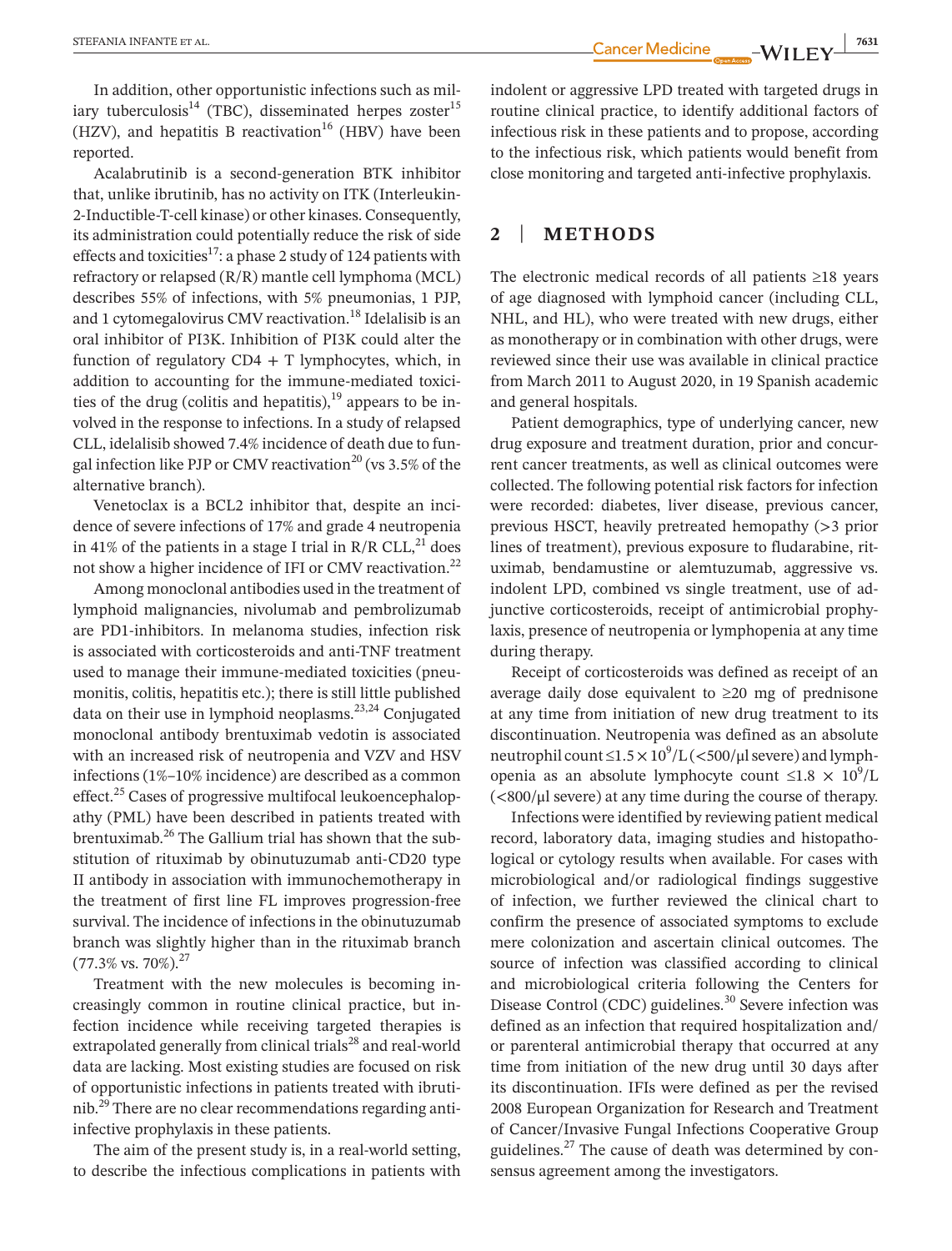In addition, other opportunistic infections such as miliary tuberculosis[14] (TBC), disseminated herpes zoster[15] (HZV), and hepatitis B reactivation[16] (HBV) have been reported.

Acalabrutinib is a second-generation BTK inhibitor that, unlike ibrutinib, has no activity on ITK (Interleukin-2-Inductible-T-cell kinase) or other kinases. Consequently, its administration could potentially reduce the risk of side effects and toxicities[17]: a phase 2 study of 124 patients with refractory or relapsed (R/R) mantle cell lymphoma (MCL) describes 55% of infections, with 5% pneumonias, 1 PJP, and 1 cytomegalovirus CMV reactivation.[18] Idelalisib is an oral inhibitor of PI3K. Inhibition of PI3K could alter the function of regulatory CD4 + T lymphocytes, which, in addition to accounting for the immune-mediated toxicities of the drug (colitis and hepatitis),[19] appears to be involved in the response to infections. In a study of relapsed CLL, idelalisib showed 7.4% incidence of death due to fungal infection like PJP or CMV reactivation[20] (vs 3.5% of the alternative branch).

Venetoclax is a BCL2 inhibitor that, despite an incidence of severe infections of 17% and grade 4 neutropenia in 41% of the patients in a stage I trial in R/R CLL,[21] does not show a higher incidence of IFI or CMV reactivation.[22]

Among monoclonal antibodies used in the treatment of lymphoid malignancies, nivolumab and pembrolizumab are PD1-inhibitors. In melanoma studies, infection risk is associated with corticosteroids and anti-TNF treatment used to manage their immune-mediated toxicities (pneumonitis, colitis, hepatitis etc.); there is still little published data on their use in lymphoid neoplasms.[23,24] Conjugated monoclonal antibody brentuximab vedotin is associated with an increased risk of neutropenia and VZV and HSV infections (1%–10% incidence) are described as a common effect.[25] Cases of progressive multifocal leukoencephalopathy (PML) have been described in patients treated with brentuximab.[26] The Gallium trial has shown that the substitution of rituximab by obinutuzumab anti-CD20 type II antibody in association with immunochemotherapy in the treatment of first line FL improves progression-free survival. The incidence of infections in the obinutuzumab branch was slightly higher than in the rituximab branch (77.3% vs. 70%).[27]

Treatment with the new molecules is becoming increasingly common in routine clinical practice, but infection incidence while receiving targeted therapies is extrapolated generally from clinical trials[28] and real-world data are lacking. Most existing studies are focused on risk of opportunistic infections in patients treated with ibrutinib.[29] There are no clear recommendations regarding anti-infective prophylaxis in these patients.

The aim of the present study is, in a real-world setting, to describe the infectious complications in patients with indolent or aggressive LPD treated with targeted drugs in routine clinical practice, to identify additional factors of infectious risk in these patients and to propose, according to the infectious risk, which patients would benefit from close monitoring and targeted anti-infective prophylaxis.

## 2 | METHODS

The electronic medical records of all patients ≥18 years of age diagnosed with lymphoid cancer (including CLL, NHL, and HL), who were treated with new drugs, either as monotherapy or in combination with other drugs, were reviewed since their use was available in clinical practice from March 2011 to August 2020, in 19 Spanish academic and general hospitals.

Patient demographics, type of underlying cancer, new drug exposure and treatment duration, prior and concurrent cancer treatments, as well as clinical outcomes were collected. The following potential risk factors for infection were recorded: diabetes, liver disease, previous cancer, previous HSCT, heavily pretreated hemopathy (>3 prior lines of treatment), previous exposure to fludarabine, rituximab, bendamustine or alemtuzumab, aggressive vs. indolent LPD, combined vs single treatment, use of adjunctive corticosteroids, receipt of antimicrobial prophylaxis, presence of neutropenia or lymphopenia at any time during therapy.

Receipt of corticosteroids was defined as receipt of an average daily dose equivalent to ≥20 mg of prednisone at any time from initiation of new drug treatment to its discontinuation. Neutropenia was defined as an absolute neutrophil count $\leq 1.5 \times 10^9$/L (<500/μl severe) and lymphopenia as an absolute lymphocyte count $\leq 1.8 \times 10^9$/L (<800/μl severe) at any time during the course of therapy.

Infections were identified by reviewing patient medical record, laboratory data, imaging studies and histopathological or cytology results when available. For cases with microbiological and/or radiological findings suggestive of infection, we further reviewed the clinical chart to confirm the presence of associated symptoms to exclude mere colonization and ascertain clinical outcomes. The source of infection was classified according to clinical and microbiological criteria following the Centers for Disease Control (CDC) guidelines.[30] Severe infection was defined as an infection that required hospitalization and/or parenteral antimicrobial therapy that occurred at any time from initiation of the new drug until 30 days after its discontinuation. IFIs were defined as per the revised 2008 European Organization for Research and Treatment of Cancer/Invasive Fungal Infections Cooperative Group guidelines.[27] The cause of death was determined by consensus agreement among the investigators.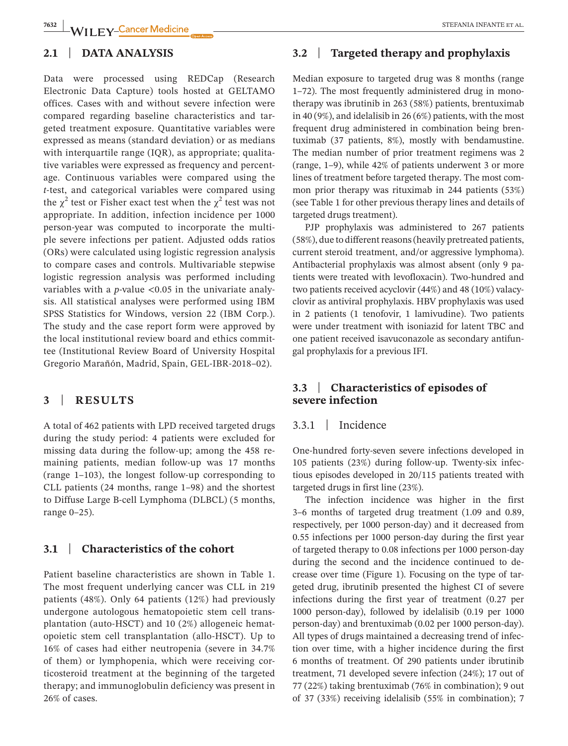## 2.1 | DATA ANALYSIS

Data were processed using REDCap (Research Electronic Data Capture) tools hosted at GELTAMO offices. Cases with and without severe infection were compared regarding baseline characteristics and targeted treatment exposure. Quantitative variables were expressed as means (standard deviation) or as medians with interquartile range (IQR), as appropriate; qualitative variables were expressed as frequency and percentage. Continuous variables were compared using the *t*-test, and categorical variables were compared using the $\chi^2$ test or Fisher exact test when the $\chi^2$ test was not appropriate. In addition, infection incidence per 1000 person-year was computed to incorporate the multiple severe infections per patient. Adjusted odds ratios (ORs) were calculated using logistic regression analysis to compare cases and controls. Multivariable stepwise logistic regression analysis was performed including variables with a *p*-value $<0.05$ in the univariate analysis. All statistical analyses were performed using IBM SPSS Statistics for Windows, version 22 (IBM Corp.). The study and the case report form were approved by the local institutional review board and ethics committee (Institutional Review Board of University Hospital Gregorio Marañón, Madrid, Spain, GEL-IBR-2018–02).

# 3 | RESULTS

A total of 462 patients with LPD received targeted drugs during the study period: 4 patients were excluded for missing data during the follow-up; among the 458 remaining patients, median follow-up was 17 months (range 1–103), the longest follow-up corresponding to CLL patients (24 months, range 1–98) and the shortest to Diffuse Large B-cell Lymphoma (DLBCL) (5 months, range 0–25).

## 3.1 | Characteristics of the cohort

Patient baseline characteristics are shown in Table 1. The most frequent underlying cancer was CLL in 219 patients (48%). Only 64 patients (12%) had previously undergone autologous hematopoietic stem cell transplantation (auto-HSCT) and 10 (2%) allogeneic hematopoietic stem cell transplantation (allo-HSCT). Up to 16% of cases had either neutropenia (severe in 34.7% of them) or lymphopenia, which were receiving corticosteroid treatment at the beginning of the targeted therapy; and immunoglobulin deficiency was present in 26% of cases.

## 3.2 | Targeted therapy and prophylaxis

Median exposure to targeted drug was 8 months (range 1–72). The most frequently administered drug in monotherapy was ibrutinib in 263 (58%) patients, brentuximab in 40 (9%), and idelalisib in 26 (6%) patients, with the most frequent drug administered in combination being brentuximab (37 patients, 8%), mostly with bendamustine. The median number of prior treatment regimens was 2 (range, 1–9), while 42% of patients underwent 3 or more lines of treatment before targeted therapy. The most common prior therapy was rituximab in 244 patients (53%) (see Table 1 for other previous therapy lines and details of targeted drugs treatment).

PJP prophylaxis was administered to 267 patients (58%), due to different reasons (heavily pretreated patients, current steroid treatment, and/or aggressive lymphoma). Antibacterial prophylaxis was almost absent (only 9 patients were treated with levofloxacin). Two-hundred and two patients received acyclovir (44%) and 48 (10%) valacyclovir as antiviral prophylaxis. HBV prophylaxis was used in 2 patients (1 tenofovir, 1 lamivudine). Two patients were under treatment with isoniazid for latent TBC and one patient received isavuconazole as secondary antifungal prophylaxis for a previous IFI.

## 3.3 | Characteristics of episodes of severe infection

### 3.3.1 | Incidence

One-hundred forty-seven severe infections developed in 105 patients (23%) during follow-up. Twenty-six infectious episodes developed in 20/115 patients treated with targeted drugs in first line (23%).

The infection incidence was higher in the first 3–6 months of targeted drug treatment (1.09 and 0.89, respectively, per 1000 person-day) and it decreased from 0.55 infections per 1000 person-day during the first year of targeted therapy to 0.08 infections per 1000 person-day during the second and the incidence continued to decrease over time (Figure 1). Focusing on the type of targeted drug, ibrutinib presented the highest CI of severe infections during the first year of treatment (0.27 per 1000 person-day), followed by idelalisib (0.19 per 1000 person-day) and brentuximab (0.02 per 1000 person-day). All types of drugs maintained a decreasing trend of infection over time, with a higher incidence during the first 6 months of treatment. Of 290 patients under ibrutinib treatment, 71 developed severe infection (24%); 17 out of 77 (22%) taking brentuximab (76% in combination); 9 out of 37 (33%) receiving idelalisib (55% in combination); 7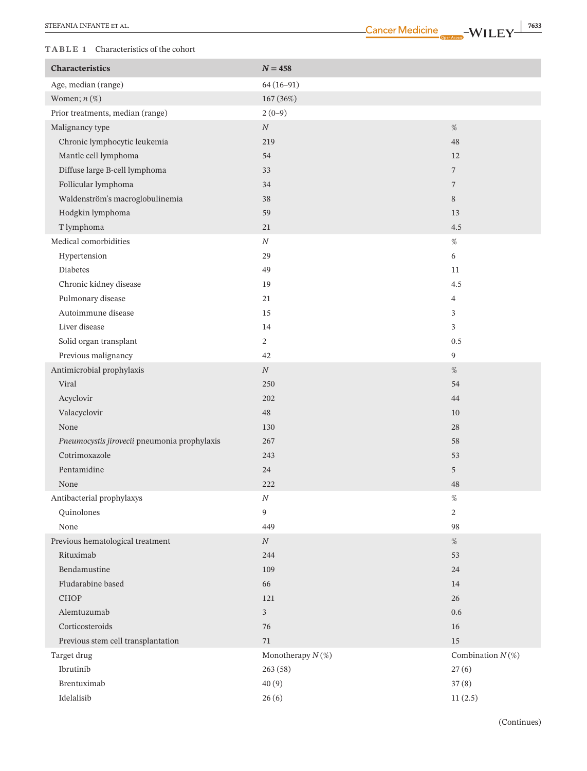**TABLE 1** Characteristics of the cohort

| Characteristics | N = 458 | |
|---|---|---|
| Age, median (range) | 64 (16–91) | |
| Women; n (%) | 167 (36%) | |
| Prior treatments, median (range) | 2 (0–9) | |
| Malignancy type | N | % |
| Chronic lymphocytic leukemia | 219 | 48 |
| Mantle cell lymphoma | 54 | 12 |
| Diffuse large B-cell lymphoma | 33 | 7 |
| Follicular lymphoma | 34 | 7 |
| Waldenström's macroglobulinemia | 38 | 8 |
| Hodgkin lymphoma | 59 | 13 |
| T lymphoma | 21 | 4.5 |
| Medical comorbidities | N | % |
| Hypertension | 29 | 6 |
| Diabetes | 49 | 11 |
| Chronic kidney disease | 19 | 4.5 |
| Pulmonary disease | 21 | 4 |
| Autoimmune disease | 15 | 3 |
| Liver disease | 14 | 3 |
| Solid organ transplant | 2 | 0.5 |
| Previous malignancy | 42 | 9 |
| Antimicrobial prophylaxis | N | % |
| Viral | 250 | 54 |
| Acyclovir | 202 | 44 |
| Valacyclovir | 48 | 10 |
| None | 130 | 28 |
| *Pneumocystis jirovecii* pneumonia prophylaxis | 267 | 58 |
| Cotrimoxazole | 243 | 53 |
| Pentamidine | 24 | 5 |
| None | 222 | 48 |
| Antibacterial prophylaxys | N | % |
| Quinolones | 9 | 2 |
| None | 449 | 98 |
| Previous hematological treatment | N | % |
| Rituximab | 244 | 53 |
| Bendamustine | 109 | 24 |
| Fludarabine based | 66 | 14 |
| CHOP | 121 | 26 |
| Alemtuzumab | 3 | 0.6 |
| Corticosteroids | 76 | 16 |
| Previous stem cell transplantation | 71 | 15 |
| Target drug | Monotherapy N (%) | Combination N (%) |
| Ibrutinib | 263 (58) | 27 (6) |
| Brentuximab | 40 (9) | 37 (8) |
| Idelalisib | 26 (6) | 11 (2.5) |

(Continues)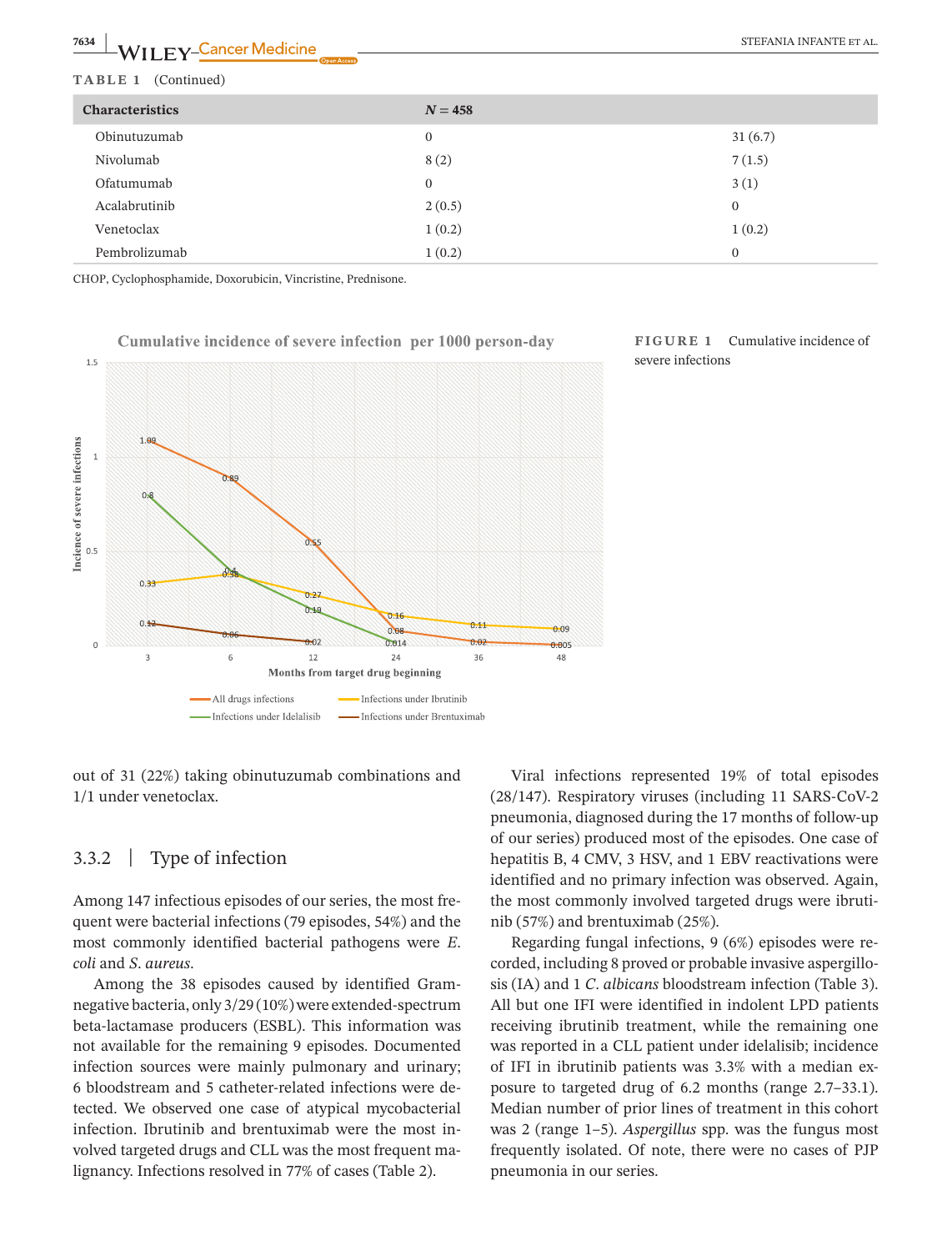**TABLE 1** (Continued)

| Characteristics | N = 458 | |
|---|---|---|
| Obinutuzumab | 0 | 31 (6.7) |
| Nivolumab | 8 (2) | 7 (1.5) |
| Ofatumumab | 0 | 3 (1) |
| Acalabrutinib | 2 (0.5) | 0 |
| Venetoclax | 1 (0.2) | 1 (0.2) |
| Pembrolizumab | 1 (0.2) | 0 |

CHOP, Cyclophosphamide, Doxorubicin, Vincristine, Prednisone.

**FIGURE 1** Cumulative incidence of severe infections

out of 31 (22%) taking obinutuzumab combinations and 1/1 under venetoclax.

### 3.3.2 | Type of infection

Among 147 infectious episodes of our series, the most frequent were bacterial infections (79 episodes, 54%) and the most commonly identified bacterial pathogens were *E. coli* and *S. aureus*.

Among the 38 episodes caused by identified Gram-negative bacteria, only 3/29 (10%) were extended-spectrum beta-lactamase producers (ESBL). This information was not available for the remaining 9 episodes. Documented infection sources were mainly pulmonary and urinary; 6 bloodstream and 5 catheter-related infections were detected. We observed one case of atypical mycobacterial infection. Ibrutinib and brentuximab were the most involved targeted drugs and CLL was the most frequent malignancy. Infections resolved in 77% of cases (Table 2).

Viral infections represented 19% of total episodes (28/147). Respiratory viruses (including 11 SARS-CoV-2 pneumonia, diagnosed during the 17 months of follow-up of our series) produced most of the episodes. One case of hepatitis B, 4 CMV, 3 HSV, and 1 EBV reactivations were identified and no primary infection was observed. Again, the most commonly involved targeted drugs were ibrutinib (57%) and brentuximab (25%).

Regarding fungal infections, 9 (6%) episodes were recorded, including 8 proved or probable invasive aspergillosis (IA) and 1 *C. albicans* bloodstream infection (Table 3). All but one IFI were identified in indolent LPD patients receiving ibrutinib treatment, while the remaining one was reported in a CLL patient under idelalisib; incidence of IFI in ibrutinib patients was 3.3% with a median exposure to targeted drug of 6.2 months (range 2.7–33.1). Median number of prior lines of treatment in this cohort was 2 (range 1–5). *Aspergillus* spp. was the fungus most frequently isolated. Of note, there were no cases of PJP pneumonia in our series.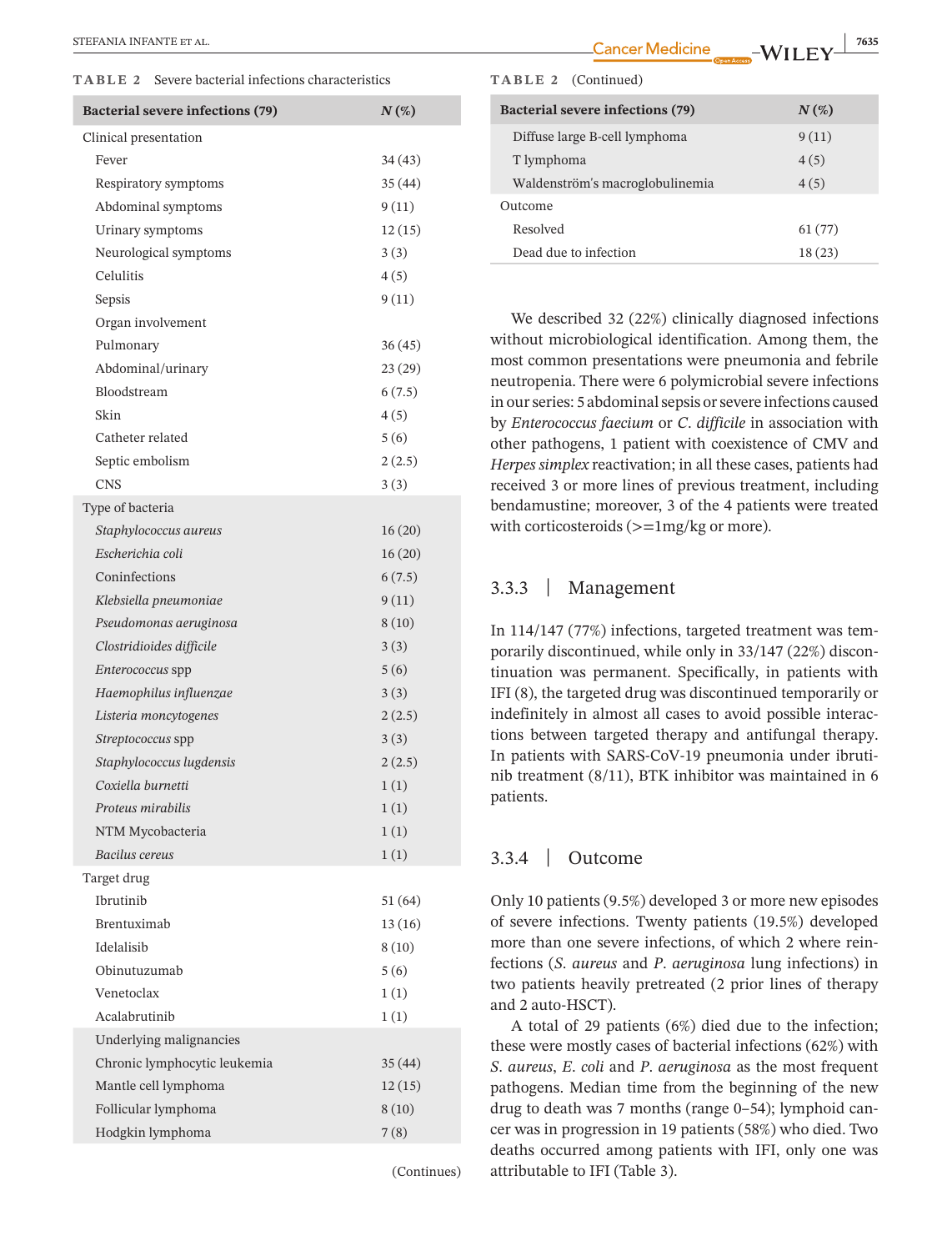**TABLE 2** Severe bacterial infections characteristics

| Bacterial severe infections (79) | N (%) |
|---|---|
| Clinical presentation | |
| Fever | 34 (43) |
| Respiratory symptoms | 35 (44) |
| Abdominal symptoms | 9 (11) |
| Urinary symptoms | 12 (15) |
| Neurological symptoms | 3 (3) |
| Celulitis | 4 (5) |
| Sepsis | 9 (11) |
| Organ involvement | |
| Pulmonary | 36 (45) |
| Abdominal/urinary | 23 (29) |
| Bloodstream | 6 (7.5) |
| Skin | 4 (5) |
| Catheter related | 5 (6) |
| Septic embolism | 2 (2.5) |
| CNS | 3 (3) |
| Type of bacteria | |
| *Staphylococcus aureus* | 16 (20) |
| *Escherichia coli* | 16 (20) |
| Coninfections | 6 (7.5) |
| *Klebsiella pneumoniae* | 9 (11) |
| *Pseudomonas aeruginosa* | 8 (10) |
| *Clostridioides difficile* | 3 (3) |
| *Enterococcus* spp | 5 (6) |
| *Haemophilus influenzae* | 3 (3) |
| *Listeria moncytogenes* | 2 (2.5) |
| *Streptococcus* spp | 3 (3) |
| *Staphylococcus lugdensis* | 2 (2.5) |
| *Coxiella burnetti* | 1 (1) |
| *Proteus mirabilis* | 1 (1) |
| NTM Mycobacteria | 1 (1) |
| *Bacilus cereus* | 1 (1) |
| Target drug | |
| Ibrutinib | 51 (64) |
| Brentuximab | 13 (16) |
| Idelalisib | 8 (10) |
| Obinutuzumab | 5 (6) |
| Venetoclax | 1 (1) |
| Acalabrutinib | 1 (1) |
| Underlying malignancies | |
| Chronic lymphocytic leukemia | 35 (44) |
| Mantle cell lymphoma | 12 (15) |
| Follicular lymphoma | 8 (10) |
| Hodgkin lymphoma | 7 (8) |
| Diffuse large B-cell lymphoma | 9 (11) |
| T lymphoma | 4 (5) |
| Waldenström's macroglobulinemia | 4 (5) |
| Outcome | |
| Resolved | 61 (77) |
| Dead due to infection | 18 (23) |

We described 32 (22%) clinically diagnosed infections without microbiological identification. Among them, the most common presentations were pneumonia and febrile neutropenia. There were 6 polymicrobial severe infections in our series: 5 abdominal sepsis or severe infections caused by *Enterococcus faecium* or *C. difficile* in association with other pathogens, 1 patient with coexistence of CMV and *Herpes simplex* reactivation; in all these cases, patients had received 3 or more lines of previous treatment, including bendamustine; moreover, 3 of the 4 patients were treated with corticosteroids (>=1mg/kg or more).

### 3.3.3 | Management

In 114/147 (77%) infections, targeted treatment was temporarily discontinued, while only in 33/147 (22%) discontinuation was permanent. Specifically, in patients with IFI (8), the targeted drug was discontinued temporarily or indefinitely in almost all cases to avoid possible interactions between targeted therapy and antifungal therapy. In patients with SARS-CoV-19 pneumonia under ibrutinib treatment (8/11), BTK inhibitor was maintained in 6 patients.

### 3.3.4 | Outcome

Only 10 patients (9.5%) developed 3 or more new episodes of severe infections. Twenty patients (19.5%) developed more than one severe infections, of which 2 where reinfections (*S. aureus* and *P. aeruginosa* lung infections) in two patients heavily pretreated (2 prior lines of therapy and 2 auto-HSCT).

A total of 29 patients (6%) died due to the infection; these were mostly cases of bacterial infections (62%) with *S. aureus*, *E. coli* and *P. aeruginosa* as the most frequent pathogens. Median time from the beginning of the new drug to death was 7 months (range 0–54); lymphoid cancer was in progression in 19 patients (58%) who died. Two deaths occurred among patients with IFI, only one was attributable to IFI (Table 3).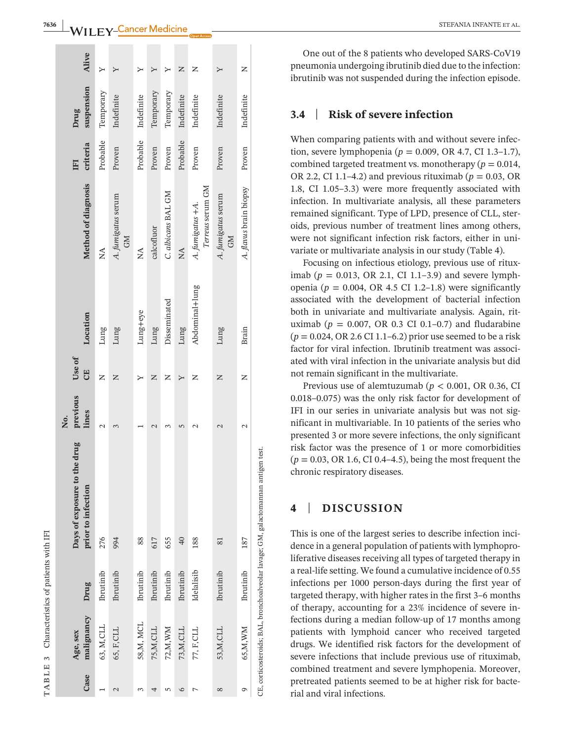TABLE 3 Characteristics of patients with IFI

| Case | Age, sex malignancy | Drug | Days of exposure to the drug prior to infection | No. previous lines | Use of CE | Location | Method of diagnosis | IFI criteria | Drug suspension | Alive |
|---|---|---|---|---|---|---|---|---|---|---|
| 1 | 63, M,CLL | Ibrutinib | 276 | 2 | N | Lung | NA | Probable | Temporary | Y |
| 2 | 65, F,CLL | Ibrutinib | 994 | 3 | N | Lung | *A. fumigatus* serum GM | Proven | Indefinite | Y |
| 3 | 58,M, MCL | Ibrutinib | 88 | 1 | Y | Lung+eye | NA | Probable | Indefinite | Y |
| 4 | 75,M,CLL | Ibrutinib | 617 | 2 | N | Lung | calcofluor | Proven | Temporary | Y |
| 5 | 72,M,WM | Ibrutinib | 655 | 3 | N | Disseminated | *C. albicans* BAL GM | Proven | Temporary | Y |
| 6 | 73,M,CLL | Ibrutinib | 40 | 5 | Y | Lung | NA | Probable | Indefinite | N |
| 7 | 77, F,CLL | Idelalisib | 188 | 2 | N | Abdominal+lung | *A. fumigatus* +*A. Terreus* serum GM | Proven | Indefinite | N |
| 8 | 53,M,CLL | Ibrutinib | 81 | 2 | N | Lung | *A. fumigatus* serum GM | Proven | Indefinite | Y |
| 9 | 65,M,WM | Ibrutinib | 187 | 2 | N | Brain | *A. flavus* brain biopsy | Proven | Indefinite | N |

CE, corticosteroids; BAL, bronchoalveolar lavage; GM, galactomannan antigen test.

One out of the 8 patients who developed SARS-CoV19 pneumonia undergoing ibrutinib died due to the infection: ibrutinib was not suspended during the infection episode.

## 3.4 | Risk of severe infection

When comparing patients with and without severe infection, severe lymphopenia ($p = 0.009$, OR 4.7, CI 1.3–1.7), combined targeted treatment vs. monotherapy ($p = 0.014$, OR 2.2, CI 1.1–4.2) and previous rituximab ($p = 0.03$, OR 1.8, CI 1.05–3.3) were more frequently associated with infection. In multivariate analysis, all these parameters remained significant. Type of LPD, presence of CLL, steroids, previous number of treatment lines among others, were not significant infection risk factors, either in univariate or multivariate analysis in our study (Table 4).

Focusing on infectious etiology, previous use of rituximab ($p = 0.013$, OR 2.1, CI 1.1–3.9) and severe lymphopenia ($p = 0.004$, OR 4.5 CI 1.2–1.8) were significantly associated with the development of bacterial infection both in univariate and multivariate analysis. Again, rituximab ($p = 0.007$, OR 0.3 CI 0.1–0.7) and fludarabine ($p = 0.024$, OR 2.6 CI 1.1–6.2) prior use seemed to be a risk factor for viral infection. Ibrutinib treatment was associated with viral infection in the univariate analysis but did not remain significant in the multivariate.

Previous use of alemtuzumab ($p < 0.001$, OR 0.36, CI 0.018–0.075) was the only risk factor for development of IFI in our series in univariate analysis but was not significant in multivariable. In 10 patients of the series who presented 3 or more severe infections, the only significant risk factor was the presence of 1 or more comorbidities ($p = 0.03$, OR 1.6, CI 0.4–4.5), being the most frequent the chronic respiratory diseases.

# 4 | DISCUSSION

This is one of the largest series to describe infection incidence in a general population of patients with lymphoproliferative diseases receiving all types of targeted therapy in a real-life setting. We found a cumulative incidence of 0.55 infections per 1000 person-days during the first year of targeted therapy, with higher rates in the first 3–6 months of therapy, accounting for a 23% incidence of severe infections during a median follow-up of 17 months among patients with lymphoid cancer who received targeted drugs. We identified risk factors for the development of severe infections that include previous use of rituximab, combined treatment and severe lymphopenia. Moreover, pretreated patients seemed to be at higher risk for bacterial and viral infections.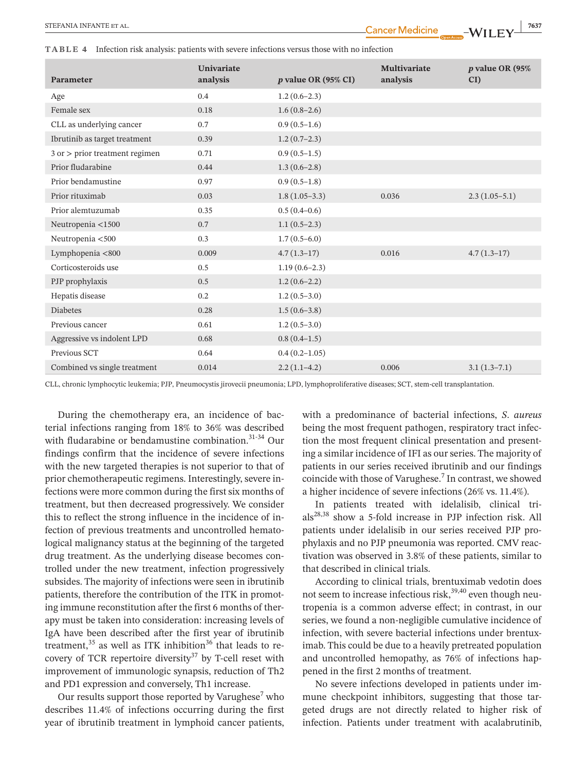**TABLE 4** Infection risk analysis: patients with severe infections versus those with no infection

| Parameter | Univariate analysis | *p* value OR (95% CI) | Multivariate analysis | *p* value OR (95% CI) |
|---|---|---|---|---|
| Age | 0.4 | 1.2 (0.6–2.3) | | |
| Female sex | 0.18 | 1.6 (0.8–2.6) | | |
| CLL as underlying cancer | 0.7 | 0.9 (0.5–1.6) | | |
| Ibrutinib as target treatment | 0.39 | 1.2 (0.7–2.3) | | |
| 3 or > prior treatment regimen | 0.71 | 0.9 (0.5–1.5) | | |
| Prior fludarabine | 0.44 | 1.3 (0.6–2.8) | | |
| Prior bendamustine | 0.97 | 0.9 (0.5–1.8) | | |
| Prior rituximab | 0.03 | 1.8 (1.05–3.3) | 0.036 | 2.3 (1.05–5.1) |
| Prior alemtuzumab | 0.35 | 0.5 (0.4–0.6) | | |
| Neutropenia <1500 | 0.7 | 1.1 (0.5–2.3) | | |
| Neutropenia <500 | 0.3 | 1.7 (0.5–6.0) | | |
| Lymphopenia <800 | 0.009 | 4.7 (1.3–17) | 0.016 | 4.7 (1.3–17) |
| Corticosteroids use | 0.5 | 1.19 (0.6–2.3) | | |
| PJP prophylaxis | 0.5 | 1.2 (0.6–2.2) | | |
| Hepatis disease | 0.2 | 1.2 (0.5–3.0) | | |
| Diabetes | 0.28 | 1.5 (0.6–3.8) | | |
| Previous cancer | 0.61 | 1.2 (0.5–3.0) | | |
| Aggressive vs indolent LPD | 0.68 | 0.8 (0.4–1.5) | | |
| Previous SCT | 0.64 | 0.4 (0.2–1.05) | | |
| Combined vs single treatment | 0.014 | 2.2 (1.1–4.2) | 0.006 | 3.1 (1.3–7.1) |

CLL, chronic lymphocytic leukemia; PJP, Pneumocystis jirovecii pneumonia; LPD, lymphoproliferative diseases; SCT, stem-cell transplantation.

During the chemotherapy era, an incidence of bacterial infections ranging from 18% to 36% was described with fludarabine or bendamustine combination.[31-34] Our findings confirm that the incidence of severe infections with the new targeted therapies is not superior to that of prior chemotherapeutic regimens. Interestingly, severe infections were more common during the first six months of treatment, but then decreased progressively. We consider this to reflect the strong influence in the incidence of infection of previous treatments and uncontrolled hematological malignancy status at the beginning of the targeted drug treatment. As the underlying disease becomes controlled under the new treatment, infection progressively subsides. The majority of infections were seen in ibrutinib patients, therefore the contribution of the ITK in promoting immune reconstitution after the first 6 months of therapy must be taken into consideration: increasing levels of IgA have been described after the first year of ibrutinib treatment,[35] as well as ITK inhibition[36] that leads to recovery of TCR repertoire diversity[37] by T-cell reset with improvement of immunologic synapsis, reduction of Th2 and PD1 expression and conversely, Th1 increase.

Our results support those reported by Varughese[7] who describes 11.4% of infections occurring during the first year of ibrutinib treatment in lymphoid cancer patients, with a predominance of bacterial infections, *S. aureus* being the most frequent pathogen, respiratory tract infection the most frequent clinical presentation and presenting a similar incidence of IFI as our series. The majority of patients in our series received ibrutinib and our findings coincide with those of Varughese.[7] In contrast, we showed a higher incidence of severe infections (26% vs. 11.4%).

In patients treated with idelalisib, clinical trials[28,38] show a 5-fold increase in PJP infection risk. All patients under idelalisib in our series received PJP prophylaxis and no PJP pneumonia was reported. CMV reactivation was observed in 3.8% of these patients, similar to that described in clinical trials.

According to clinical trials, brentuximab vedotin does not seem to increase infectious risk,[39,40] even though neutropenia is a common adverse effect; in contrast, in our series, we found a non-negligible cumulative incidence of infection, with severe bacterial infections under brentuximab. This could be due to a heavily pretreated population and uncontrolled hemopathy, as 76% of infections happened in the first 2 months of treatment.

No severe infections developed in patients under immune checkpoint inhibitors, suggesting that those targeted drugs are not directly related to higher risk of infection. Patients under treatment with acalabrutinib,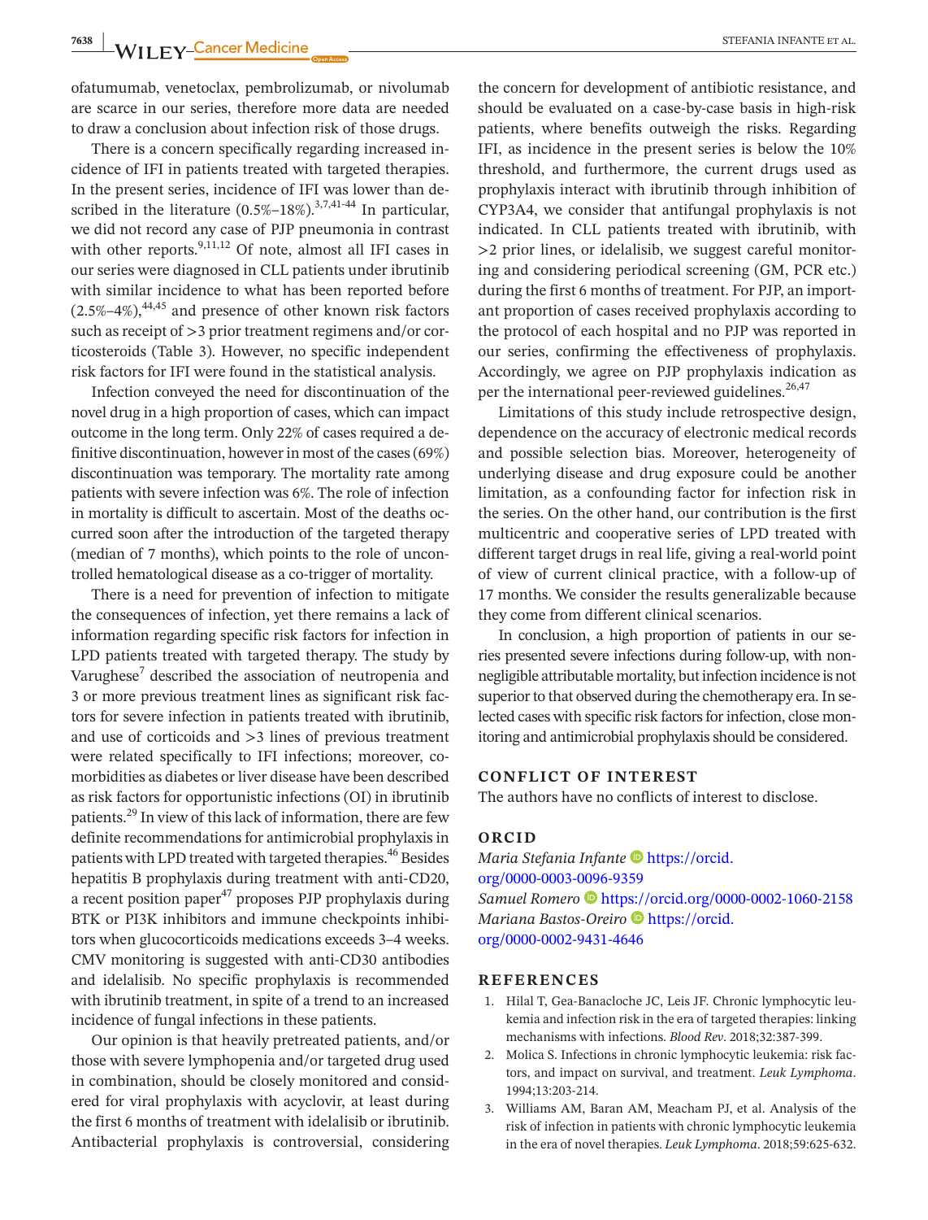ofatumumab, venetoclax, pembrolizumab, or nivolumab are scarce in our series, therefore more data are needed to draw a conclusion about infection risk of those drugs.

There is a concern specifically regarding increased incidence of IFI in patients treated with targeted therapies. In the present series, incidence of IFI was lower than described in the literature (0.5%–18%).[3,7,41-44] In particular, we did not record any case of PJP pneumonia in contrast with other reports.[9,11,12] Of note, almost all IFI cases in our series were diagnosed in CLL patients under ibrutinib with similar incidence to what has been reported before (2.5%–4%),[44,45] and presence of other known risk factors such as receipt of >3 prior treatment regimens and/or corticosteroids (Table 3). However, no specific independent risk factors for IFI were found in the statistical analysis.

Infection conveyed the need for discontinuation of the novel drug in a high proportion of cases, which can impact outcome in the long term. Only 22% of cases required a definitive discontinuation, however in most of the cases (69%) discontinuation was temporary. The mortality rate among patients with severe infection was 6%. The role of infection in mortality is difficult to ascertain. Most of the deaths occurred soon after the introduction of the targeted therapy (median of 7 months), which points to the role of uncontrolled hematological disease as a co-trigger of mortality.

There is a need for prevention of infection to mitigate the consequences of infection, yet there remains a lack of information regarding specific risk factors for infection in LPD patients treated with targeted therapy. The study by Varughese[7] described the association of neutropenia and 3 or more previous treatment lines as significant risk factors for severe infection in patients treated with ibrutinib, and use of corticoids and >3 lines of previous treatment were related specifically to IFI infections; moreover, comorbidities as diabetes or liver disease have been described as risk factors for opportunistic infections (OI) in ibrutinib patients.[29] In view of this lack of information, there are few definite recommendations for antimicrobial prophylaxis in patients with LPD treated with targeted therapies.[46] Besides hepatitis B prophylaxis during treatment with anti-CD20, a recent position paper[47] proposes PJP prophylaxis during BTK or PI3K inhibitors and immune checkpoints inhibitors when glucocorticoids medications exceeds 3–4 weeks. CMV monitoring is suggested with anti-CD30 antibodies and idelalisib. No specific prophylaxis is recommended with ibrutinib treatment, in spite of a trend to an increased incidence of fungal infections in these patients.

Our opinion is that heavily pretreated patients, and/or those with severe lymphopenia and/or targeted drug used in combination, should be closely monitored and considered for viral prophylaxis with acyclovir, at least during the first 6 months of treatment with idelalisib or ibrutinib. Antibacterial prophylaxis is controversial, considering the concern for development of antibiotic resistance, and should be evaluated on a case-by-case basis in high-risk patients, where benefits outweigh the risks. Regarding IFI, as incidence in the present series is below the 10% threshold, and furthermore, the current drugs used as prophylaxis interact with ibrutinib through inhibition of CYP3A4, we consider that antifungal prophylaxis is not indicated. In CLL patients treated with ibrutinib, with >2 prior lines, or idelalisib, we suggest careful monitoring and considering periodical screening (GM, PCR etc.) during the first 6 months of treatment. For PJP, an important proportion of cases received prophylaxis according to the protocol of each hospital and no PJP was reported in our series, confirming the effectiveness of prophylaxis. Accordingly, we agree on PJP prophylaxis indication as per the international peer-reviewed guidelines.[26,47]

Limitations of this study include retrospective design, dependence on the accuracy of electronic medical records and possible selection bias. Moreover, heterogeneity of underlying disease and drug exposure could be another limitation, as a confounding factor for infection risk in the series. On the other hand, our contribution is the first multicentric and cooperative series of LPD treated with different target drugs in real life, giving a real-world point of view of current clinical practice, with a follow-up of 17 months. We consider the results generalizable because they come from different clinical scenarios.

In conclusion, a high proportion of patients in our series presented severe infections during follow-up, with non-negligible attributable mortality, but infection incidence is not superior to that observed during the chemotherapy era. In selected cases with specific risk factors for infection, close monitoring and antimicrobial prophylaxis should be considered.

## CONFLICT OF INTEREST

The authors have no conflicts of interest to disclose.

## ORCID

*Maria Stefania Infante* https://orcid.org/0000-0003-0096-9359
*Samuel Romero* https://orcid.org/0000-0002-1060-2158
*Mariana Bastos-Oreiro* https://orcid.org/0000-0002-9431-4646

## REFERENCES

1. Hilal T, Gea-Banacloche JC, Leis JF. Chronic lymphocytic leukemia and infection risk in the era of targeted therapies: linking mechanisms with infections. *Blood Rev*. 2018;32:387-399.
2. Molica S. Infections in chronic lymphocytic leukemia: risk factors, and impact on survival, and treatment. *Leuk Lymphoma*. 1994;13:203-214.
3. Williams AM, Baran AM, Meacham PJ, et al. Analysis of the risk of infection in patients with chronic lymphocytic leukemia in the era of novel therapies. *Leuk Lymphoma*. 2018;59:625-632.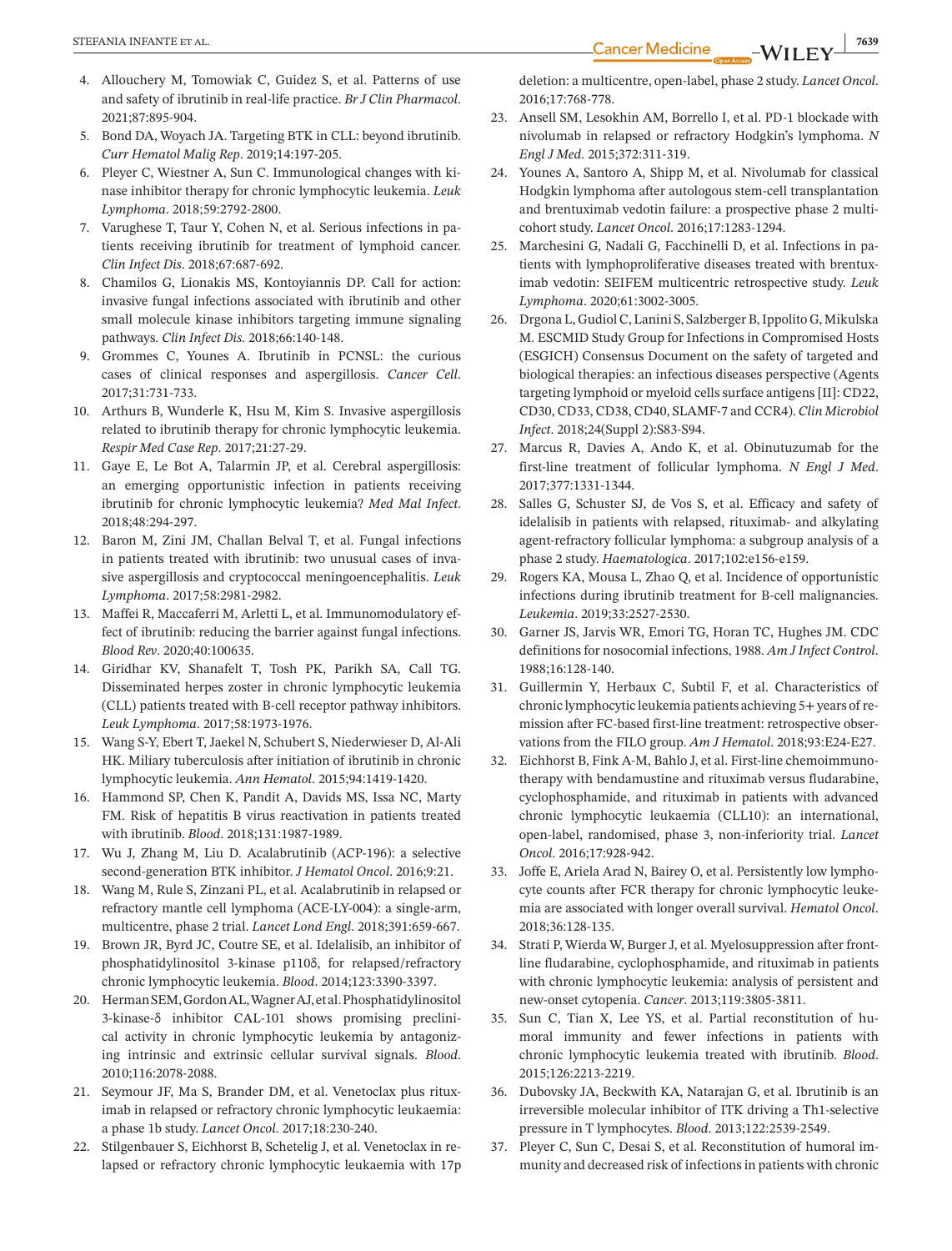4. Allouchery M, Tomowiak C, Guidez S, et al. Patterns of use and safety of ibrutinib in real-life practice. *Br J Clin Pharmacol*. 2021;87:895-904.
5. Bond DA, Woyach JA. Targeting BTK in CLL: beyond ibrutinib. *Curr Hematol Malig Rep*. 2019;14:197-205.
6. Pleyer C, Wiestner A, Sun C. Immunological changes with kinase inhibitor therapy for chronic lymphocytic leukemia. *Leuk Lymphoma*. 2018;59:2792-2800.
7. Varughese T, Taur Y, Cohen N, et al. Serious infections in patients receiving ibrutinib for treatment of lymphoid cancer. *Clin Infect Dis*. 2018;67:687-692.
8. Chamilos G, Lionakis MS, Kontoyiannis DP. Call for action: invasive fungal infections associated with ibrutinib and other small molecule kinase inhibitors targeting immune signaling pathways. *Clin Infect Dis*. 2018;66:140-148.
9. Grommes C, Younes A. Ibrutinib in PCNSL: the curious cases of clinical responses and aspergillosis. *Cancer Cell*. 2017;31:731-733.
10. Arthurs B, Wunderle K, Hsu M, Kim S. Invasive aspergillosis related to ibrutinib therapy for chronic lymphocytic leukemia. *Respir Med Case Rep*. 2017;21:27-29.
11. Gaye E, Le Bot A, Talarmin JP, et al. Cerebral aspergillosis: an emerging opportunistic infection in patients receiving ibrutinib for chronic lymphocytic leukemia? *Med Mal Infect*. 2018;48:294-297.
12. Baron M, Zini JM, Challan Belval T, et al. Fungal infections in patients treated with ibrutinib: two unusual cases of invasive aspergillosis and cryptococcal meningoencephalitis. *Leuk Lymphoma*. 2017;58:2981-2982.
13. Maffei R, Maccaferri M, Arletti L, et al. Immunomodulatory effect of ibrutinib: reducing the barrier against fungal infections. *Blood Rev*. 2020;40:100635.
14. Giridhar KV, Shanafelt T, Tosh PK, Parikh SA, Call TG. Disseminated herpes zoster in chronic lymphocytic leukemia (CLL) patients treated with B-cell receptor pathway inhibitors. *Leuk Lymphoma*. 2017;58:1973-1976.
15. Wang S-Y, Ebert T, Jaekel N, Schubert S, Niederwieser D, Al-Ali HK. Miliary tuberculosis after initiation of ibrutinib in chronic lymphocytic leukemia. *Ann Hematol*. 2015;94:1419-1420.
16. Hammond SP, Chen K, Pandit A, Davids MS, Issa NC, Marty FM. Risk of hepatitis B virus reactivation in patients treated with ibrutinib. *Blood*. 2018;131:1987-1989.
17. Wu J, Zhang M, Liu D. Acalabrutinib (ACP-196): a selective second-generation BTK inhibitor. *J Hematol Oncol*. 2016;9:21.
18. Wang M, Rule S, Zinzani PL, et al. Acalabrutinib in relapsed or refractory mantle cell lymphoma (ACE-LY-004): a single-arm, multicentre, phase 2 trial. *Lancet Lond Engl*. 2018;391:659-667.
19. Brown JR, Byrd JC, Coutre SE, et al. Idelalisib, an inhibitor of phosphatidylinositol 3-kinase p110δ, for relapsed/refractory chronic lymphocytic leukemia. *Blood*. 2014;123:3390-3397.
20. Herman SEM, Gordon AL, Wagner AJ, et al. Phosphatidylinositol 3-kinase-δ inhibitor CAL-101 shows promising preclinical activity in chronic lymphocytic leukemia by antagonizing intrinsic and extrinsic cellular survival signals. *Blood*. 2010;116:2078-2088.
21. Seymour JF, Ma S, Brander DM, et al. Venetoclax plus rituximab in relapsed or refractory chronic lymphocytic leukaemia: a phase 1b study. *Lancet Oncol*. 2017;18:230-240.
22. Stilgenbauer S, Eichhorst B, Schetelig J, et al. Venetoclax in relapsed or refractory chronic lymphocytic leukaemia with 17p deletion: a multicentre, open-label, phase 2 study. *Lancet Oncol*. 2016;17:768-778.
23. Ansell SM, Lesokhin AM, Borrello I, et al. PD-1 blockade with nivolumab in relapsed or refractory Hodgkin's lymphoma. *N Engl J Med*. 2015;372:311-319.
24. Younes A, Santoro A, Shipp M, et al. Nivolumab for classical Hodgkin lymphoma after autologous stem-cell transplantation and brentuximab vedotin failure: a prospective phase 2 multi-cohort study. *Lancet Oncol*. 2016;17:1283-1294.
25. Marchesini G, Nadali G, Facchinelli D, et al. Infections in patients with lymphoproliferative diseases treated with brentuximab vedotin: SEIFEM multicentric retrospective study. *Leuk Lymphoma*. 2020;61:3002-3005.
26. Drgona L, Gudiol C, Lanini S, Salzberger B, Ippolito G, Mikulska M. ESCMID Study Group for Infections in Compromised Hosts (ESGICH) Consensus Document on the safety of targeted and biological therapies: an infectious diseases perspective (Agents targeting lymphoid or myeloid cells surface antigens [II]: CD22, CD30, CD33, CD38, CD40, SLAMF-7 and CCR4). *Clin Microbiol Infect*. 2018;24(Suppl 2):S83-S94.
27. Marcus R, Davies A, Ando K, et al. Obinutuzumab for the first-line treatment of follicular lymphoma. *N Engl J Med*. 2017;377:1331-1344.
28. Salles G, Schuster SJ, de Vos S, et al. Efficacy and safety of idelalisib in patients with relapsed, rituximab- and alkylating agent-refractory follicular lymphoma: a subgroup analysis of a phase 2 study. *Haematologica*. 2017;102:e156-e159.
29. Rogers KA, Mousa L, Zhao Q, et al. Incidence of opportunistic infections during ibrutinib treatment for B-cell malignancies. *Leukemia*. 2019;33:2527-2530.
30. Garner JS, Jarvis WR, Emori TG, Horan TC, Hughes JM. CDC definitions for nosocomial infections, 1988. *Am J Infect Control*. 1988;16:128-140.
31. Guillermin Y, Herbaux C, Subtil F, et al. Characteristics of chronic lymphocytic leukemia patients achieving 5+ years of remission after FC-based first-line treatment: retrospective observations from the FILO group. *Am J Hematol*. 2018;93:E24-E27.
32. Eichhorst B, Fink A-M, Bahlo J, et al. First-line chemoimmunotherapy with bendamustine and rituximab versus fludarabine, cyclophosphamide, and rituximab in patients with advanced chronic lymphocytic leukaemia (CLL10): an international, open-label, randomised, phase 3, non-inferiority trial. *Lancet Oncol*. 2016;17:928-942.
33. Joffe E, Ariela Arad N, Bairey O, et al. Persistently low lymphocyte counts after FCR therapy for chronic lymphocytic leukemia are associated with longer overall survival. *Hematol Oncol*. 2018;36:128-135.
34. Strati P, Wierda W, Burger J, et al. Myelosuppression after frontline fludarabine, cyclophosphamide, and rituximab in patients with chronic lymphocytic leukemia: analysis of persistent and new-onset cytopenia. *Cancer*. 2013;119:3805-3811.
35. Sun C, Tian X, Lee YS, et al. Partial reconstitution of humoral immunity and fewer infections in patients with chronic lymphocytic leukemia treated with ibrutinib. *Blood*. 2015;126:2213-2219.
36. Dubovsky JA, Beckwith KA, Natarajan G, et al. Ibrutinib is an irreversible molecular inhibitor of ITK driving a Th1-selective pressure in T lymphocytes. *Blood*. 2013;122:2539-2549.
37. Pleyer C, Sun C, Desai S, et al. Reconstitution of humoral immunity and decreased risk of infections in patients with chronic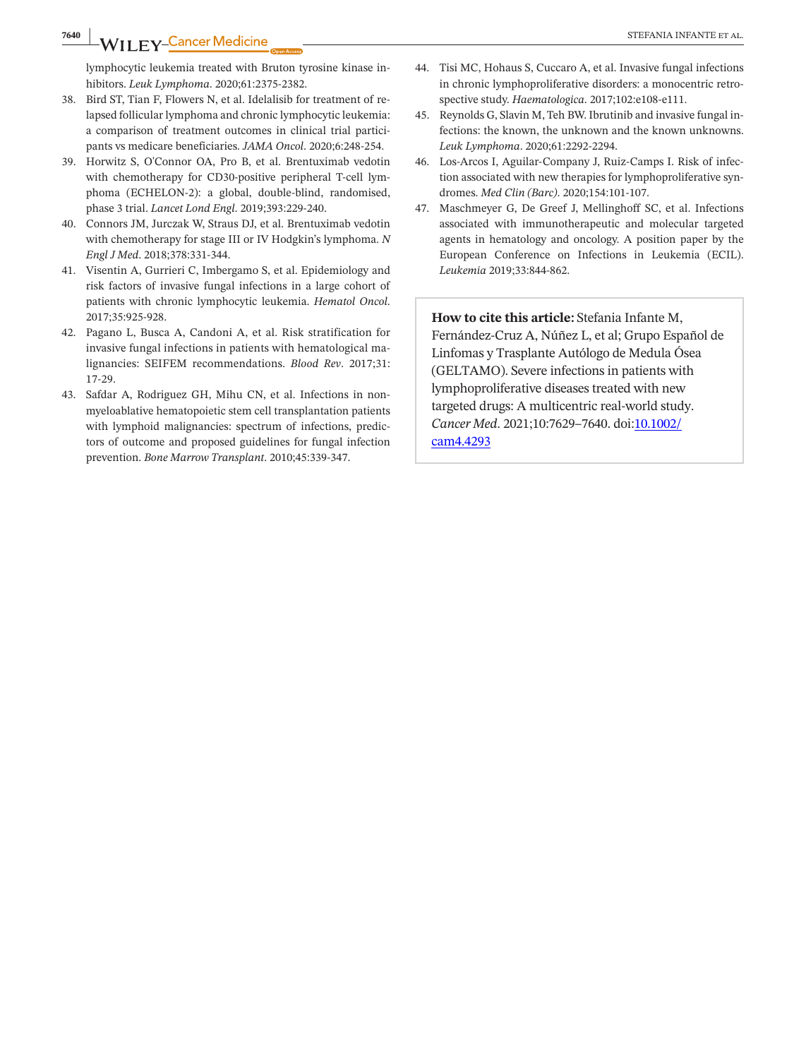lymphocytic leukemia treated with Bruton tyrosine kinase inhibitors. *Leuk Lymphoma*. 2020;61:2375-2382.

38. Bird ST, Tian F, Flowers N, et al. Idelalisib for treatment of relapsed follicular lymphoma and chronic lymphocytic leukemia: a comparison of treatment outcomes in clinical trial participants vs medicare beneficiaries. *JAMA Oncol*. 2020;6:248-254.
39. Horwitz S, O'Connor OA, Pro B, et al. Brentuximab vedotin with chemotherapy for CD30-positive peripheral T-cell lymphoma (ECHELON-2): a global, double-blind, randomised, phase 3 trial. *Lancet Lond Engl*. 2019;393:229-240.
40. Connors JM, Jurczak W, Straus DJ, et al. Brentuximab vedotin with chemotherapy for stage III or IV Hodgkin's lymphoma. *N Engl J Med*. 2018;378:331-344.
41. Visentin A, Gurrieri C, Imbergamo S, et al. Epidemiology and risk factors of invasive fungal infections in a large cohort of patients with chronic lymphocytic leukemia. *Hematol Oncol*. 2017;35:925-928.
42. Pagano L, Busca A, Candoni A, et al. Risk stratification for invasive fungal infections in patients with hematological malignancies: SEIFEM recommendations. *Blood Rev*. 2017;31:17-29.
43. Safdar A, Rodriguez GH, Mihu CN, et al. Infections in non-myeloablative hematopoietic stem cell transplantation patients with lymphoid malignancies: spectrum of infections, predictors of outcome and proposed guidelines for fungal infection prevention. *Bone Marrow Transplant*. 2010;45:339-347.
44. Tisi MC, Hohaus S, Cuccaro A, et al. Invasive fungal infections in chronic lymphoproliferative disorders: a monocentric retrospective study. *Haematologica*. 2017;102:e108-e111.
45. Reynolds G, Slavin M, Teh BW. Ibrutinib and invasive fungal infections: the known, the unknown and the known unknowns. *Leuk Lymphoma*. 2020;61:2292-2294.
46. Los-Arcos I, Aguilar-Company J, Ruiz-Camps I. Risk of infection associated with new therapies for lymphoproliferative syndromes. *Med Clin (Barc)*. 2020;154:101-107.
47. Maschmeyer G, De Greef J, Mellinghoff SC, et al. Infections associated with immunotherapeutic and molecular targeted agents in hematology and oncology. A position paper by the European Conference on Infections in Leukemia (ECIL). *Leukemia* 2019;33:844-862.

**How to cite this article:** Stefania Infante M, Fernández-Cruz A, Núñez L, et al; Grupo Español de Linfomas y Trasplante Autólogo de Medula Ósea (GELTAMO). Severe infections in patients with lymphoproliferative diseases treated with new targeted drugs: A multicentric real-world study. *Cancer Med*. 2021;10:7629–7640. doi:10.1002/cam4.4293